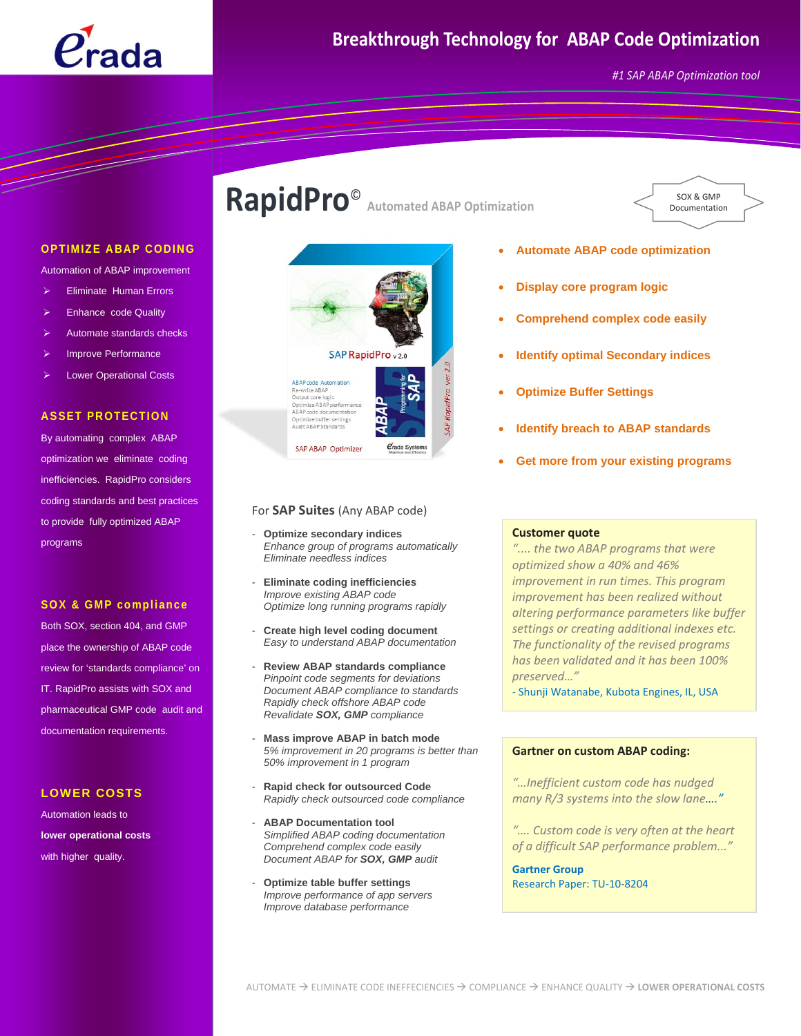Erada

# Breakthrough Technology for ABAP Code Optimization

*#1 SAP ABAP Optimization tool*

## RapidPro© Automated ABAP Optimization

SOX & GMP Documentation

## OPTIMIZE ABAP CODING

Automation of ABAP improvement

- Eliminate Human Errors
- Enhance code Quality
- Automate standards checks
- Improve Performance
- Lower Operational Costs

## ASSET PROTECTION

By automating complex ABAP optimization we eliminate coding inefficiencies. RapidPro considers coding standards and best practices to provide fully optimized ABAP programs

## SOX & GMP compliance

Both SOX, section 404, and GMP place the ownership of ABAP code review for 'standards compliance' on IT. RapidPro assists with SOX and pharmaceutical GMP code audit and documentation requirements.

## LOWER COSTS

Automation leads to **lower operational costs** with higher quality.

---

- **Automate ABAP code optimization**
- **Display core program logic**
- **Comprehend complex code easily**
- **Identify optimal Secondary indices**
- **Optimize Buffer Settings**
- **Identify breach to ABAP standards**
- **Get more from your existing programs**

For **SAP Suites** (Any ABAP code)

- **Optimize secondary indices**
  *Enhance group of programs automatically*
  *Eliminate needless indices*
- **Eliminate coding inefficiencies**
  *Improve existing ABAP code*
  *Optimize long running programs rapidly*
- **Create high level coding document**
  *Easy to understand ABAP documentation*
- **Review ABAP standards compliance**
  *Pinpoint code segments for deviations*
  *Document ABAP compliance to standards*
  *Rapidly check offshore ABAP code*
  *Revalidate **SOX, GMP** compliance*
- **Mass improve ABAP in batch mode**
  *5% improvement in 20 programs is better than 50% improvement in 1 program*
- **Rapid check for outsourced Code**
  *Rapidly check outsourced code compliance*
- **ABAP Documentation tool**
  *Simplified ABAP coding documentation*
  *Comprehend complex code easily*
  *Document ABAP for **SOX, GMP** audit*
- **Optimize table buffer settings**
  *Improve performance of app servers*
  *Improve database performance*

**Customer quote**

*".... the two ABAP programs that were optimized show a 40% and 46% improvement in run times. This program improvement has been realized without altering performance parameters like buffer settings or creating additional indexes etc. The functionality of the revised programs has been validated and it has been 100% preserved…"*

- Shunji Watanabe, Kubota Engines, IL, USA

**Gartner on custom ABAP coding:**

*"…Inefficient custom code has nudged many R/3 systems into the slow lane…."*

*".... Custom code is very often at the heart of a difficult SAP performance problem..."*

**Gartner Group**
Research Paper: TU-10-8204

AUTOMATE → ELIMINATE CODE INEFFECIENCIES → COMPLIANCE → ENHANCE QUALITY → **LOWER OPERATIONAL COSTS**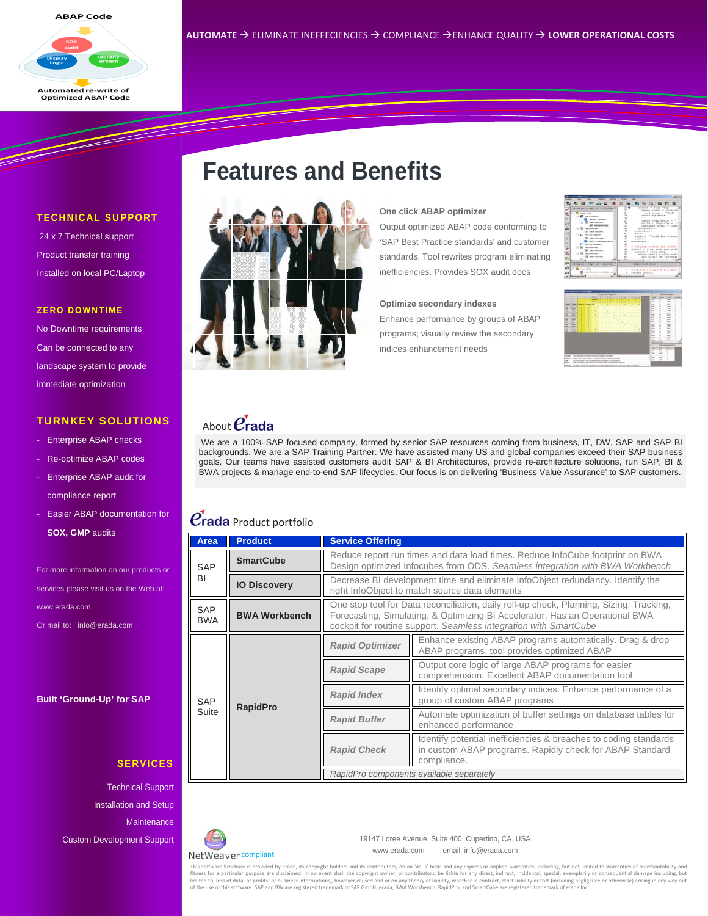ABAP Code

SOX audit

Display Logic

Identify Breach

Automated re-write of Optimized ABAP Code

**AUTOMATE** → ELIMINATE INEFFECIENCIES → COMPLIANCE → ENHANCE QUALITY → **LOWER OPERATIONAL COSTS**

# Features and Benefits

**TECHNICAL SUPPORT**

24 x 7 Technical support

Product transfer training

Installed on local PC/Laptop

**ZERO DOWNTIME**

No Downtime requirements

Can be connected to any landscape system to provide immediate optimization

**TURNKEY SOLUTIONS**

- Enterprise ABAP checks
- Re-optimize ABAP codes
- Enterprise ABAP audit for compliance report
- Easier ABAP documentation for **SOX, GMP** audits

For more information on our products or services please visit us on the Web at: www.erada.com

Or mail to: info@erada.com

**Built 'Ground-Up' for SAP**

**SERVICES**

Technical Support

Installation and Setup

Maintenance

Custom Development Support

**One click ABAP optimizer**

Output optimized ABAP code conforming to 'SAP Best Practice standards' and customer standards. Tool rewrites program eliminating inefficiencies. Provides SOX audit docs

**Optimize secondary indexes**

Enhance performance by groups of ABAP programs; visually review the secondary indices enhancement needs

## About Erada

We are a 100% SAP focused company, formed by senior SAP resources coming from business, IT, DW, SAP and SAP BI backgrounds. We are a SAP Training Partner. We have assisted many US and global companies exceed their SAP business goals. Our teams have assisted customers audit SAP & BI Architectures, provide re-architecture solutions, run SAP, BI & BWA projects & manage end-to-end SAP lifecycles. Our focus is on delivering 'Business Value Assurance' to SAP customers.

## Erada Product portfolio

| Area | Product | Service Offering | |
|---|---|---|---|
| SAP BI | **SmartCube** | Reduce report run times and data load times. Reduce InfoCube footprint on BWA. Design optimized Infocubes from ODS. *Seamless integration with BWA Workbench* | |
| | **IO Discovery** | Decrease BI development time and eliminate InfoObject redundancy. Identify the right InfoObject to match source data elements | |
| SAP BWA | **BWA Workbench** | One stop tool for Data reconciliation, daily roll-up check, Planning, Sizing, Tracking, Forecasting, Simulating, & Optimizing BI Accelerator. Has an Operational BWA cockpit for routine support. *Seamless integration with SmartCube* | |
| SAP Suite | **RapidPro** | ***Rapid Optimizer*** | Enhance existing ABAP programs automatically. Drag & drop ABAP programs, tool provides optimized ABAP |
| | | ***Rapid Scape*** | Output core logic of large ABAP programs for easier comprehension. Excellent ABAP documentation tool |
| | | ***Rapid Index*** | Identify optimal secondary indices. Enhance performance of a group of custom ABAP programs |
| | | ***Rapid Buffer*** | Automate optimization of buffer settings on database tables for enhanced performance |
| | | ***Rapid Check*** | Identify potential inefficiencies & breaches to coding standards in custom ABAP programs. Rapidly check for ABAP Standard compliance. |
| | | *RapidPro components available separately* | |

NetWeaver compliant

19147 Loree Avenue, Suite 400, Cupertino, CA. USA

www.erada.com email: info@erada.com

This software brochure is provided by erada, its copyright holders and its contributors, on an 'As-Is' basis and any express or implied warranties, including, but not limited to warranties of merchantability and fitness for a particular purpose are disclaimed. In no event shall the copyright owner, or contributors, be liable for any direct, indirect, incidental, special, exemplarily or consequential damage including, but limited to, loss of data, or profits; or business interruptions,, however caused and or on any theory of liability, whether in contract, strict liability or tort (including negligence or otherwise) arising in any way out of the use of this software. SAP and BW are registered trademark of SAP GmbH, erada, BWA Workbench, RapidPro, and SmartCube are registered trademark of erada Inc